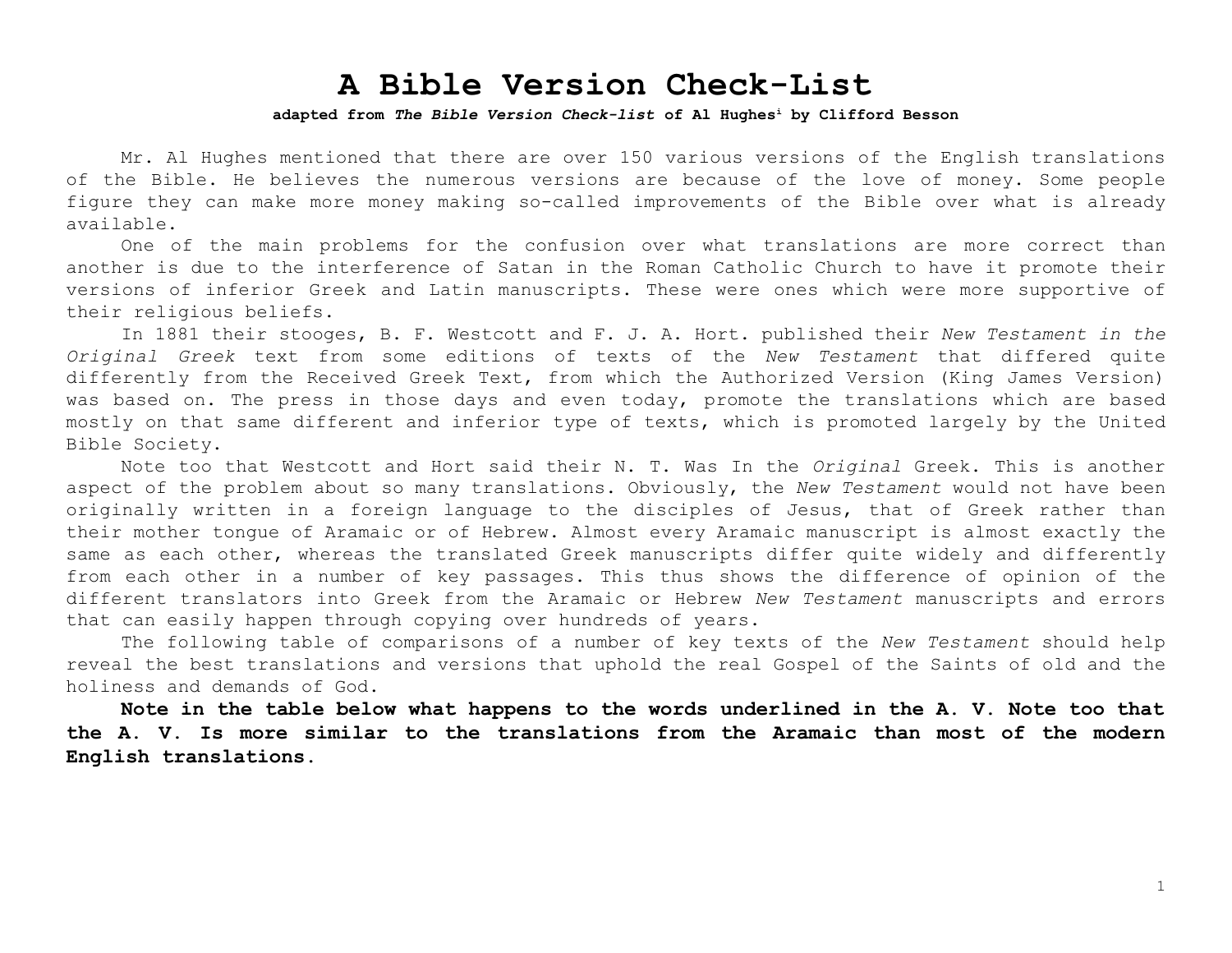# A Bible Version Check-List

**adapted from *The Bible Version Check-list* of Al Hughes[i] by Clifford Besson**

Mr. Al Hughes mentioned that there are over 150 various versions of the English translations of the Bible. He believes the numerous versions are because of the love of money. Some people figure they can make more money making so-called improvements of the Bible over what is already available.

One of the main problems for the confusion over what translations are more correct than another is due to the interference of Satan in the Roman Catholic Church to have it promote their versions of inferior Greek and Latin manuscripts. These were ones which were more supportive of their religious beliefs.

In 1881 their stooges, B. F. Westcott and F. J. A. Hort. published their *New Testament in the Original Greek* text from some editions of texts of the *New Testament* that differed quite differently from the Received Greek Text, from which the Authorized Version (King James Version) was based on. The press in those days and even today, promote the translations which are based mostly on that same different and inferior type of texts, which is promoted largely by the United Bible Society.

Note too that Westcott and Hort said their N. T. Was In the *Original* Greek. This is another aspect of the problem about so many translations. Obviously, the *New Testament* would not have been originally written in a foreign language to the disciples of Jesus, that of Greek rather than their mother tongue of Aramaic or of Hebrew. Almost every Aramaic manuscript is almost exactly the same as each other, whereas the translated Greek manuscripts differ quite widely and differently from each other in a number of key passages. This thus shows the difference of opinion of the different translators into Greek from the Aramaic or Hebrew *New Testament* manuscripts and errors that can easily happen through copying over hundreds of years.

The following table of comparisons of a number of key texts of the *New Testament* should help reveal the best translations and versions that uphold the real Gospel of the Saints of old and the holiness and demands of God.

**Note in the table below what happens to the words underlined in the A. V. Note too that the A. V. Is more similar to the translations from the Aramaic than most of the modern English translations.**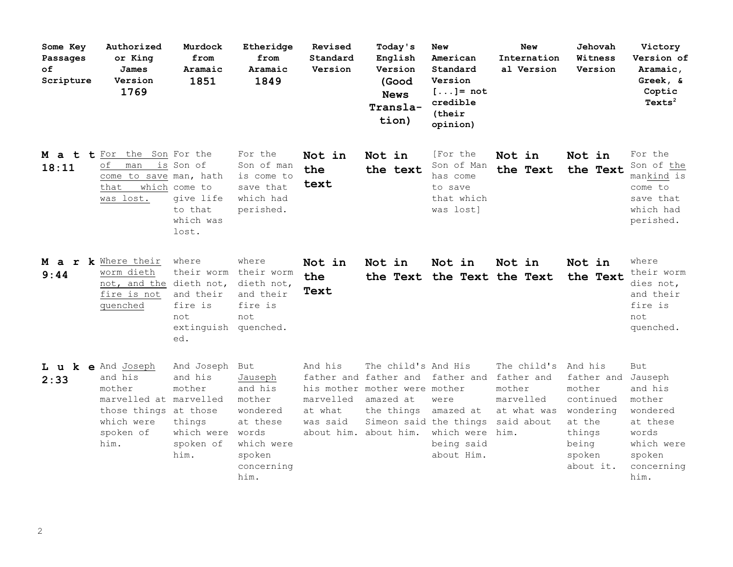| Some Key Passages of Scripture | Authorized or King James Version 1769 | Murdock from Aramaic 1851 | Etheridge from Aramaic 1849 | Revised Standard Version | Today's English Version (Good News Translation) | New American Standard Version [...]= not credible (their opinion) | New International Version | Jehovah Witness Version | Victory Version of Aramaic, Greek, & Coptic Texts[2] |
|---|---|---|---|---|---|---|---|---|---|
| **Matt 18:11** | For the Son of man is come to save that which was lost. | For the Son of man, hath come to give life to that which was lost. | For the Son of man is come to save that which had perished. | **Not in the text** | **Not in the text** | [For the Son of Man has come to save that which was lost] | **Not in the Text** | **Not in the Text** | For the Son of the mankind is come to save that which had perished. |
| **Mark 9:44** | Where their worm dieth not, and the fire is not quenched | where their worm dieth not, and their fire is not extinguished. | where their worm dieth not, and their fire is not quenched. | **Not in the Text** | **Not in the Text** | **Not in the Text** | **Not in the Text** | **Not in the Text** | where their worm dies not, and their fire is not quenched. |
| **Luke 2:33** | And Joseph and his mother marvelled at those things which were spoken of him. | And Joseph and his mother marvelled at those things which were spoken of him. | But Jauseph and his mother wondered at these words which were spoken concerning him. | And his father and his mother marvelled at what was said about him. | The child's father and mother were amazed at the things Simeon said about him. | And His father and mother were amazed at the things which were being said about Him. | The child's father and mother marvelled at what was said about him. | And his father and mother continued wondering at the things being spoken about it. | But Jauseph and his mother wondered at these words which were spoken concerning him. |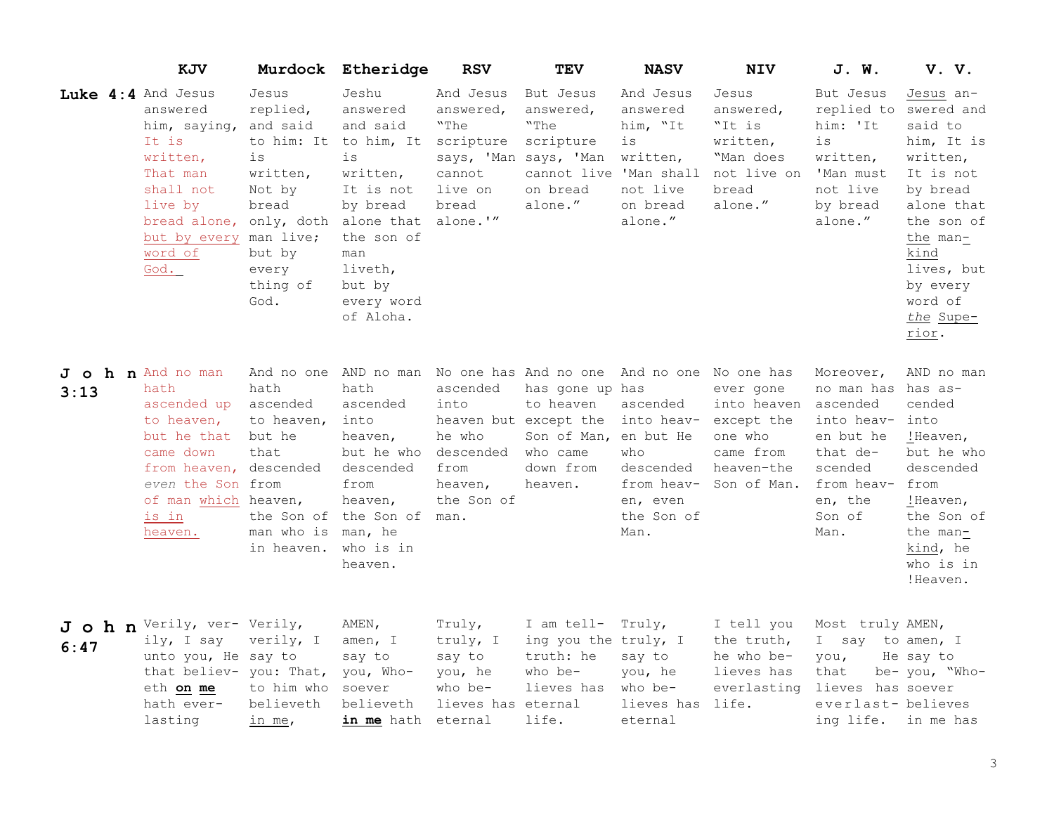| | KJV | Murdock | Etheridge | RSV | TEV | NASV | NIV | J. W. | V. V. |
|---|---|---|---|---|---|---|---|---|---|
| **Luke 4:4** | And Jesus answered him, saying, It is written, That man shall not live by bread alone, but by every word of God. | Jesus replied, and said to him: It is written, Not by bread only, doth man live; but by every thing of God. | Jeshu answered and said to him, It is written, It is not by bread alone that the son of man liveth, but by every word of Aloha. | And Jesus answered, "The scripture says, 'Man cannot live on bread alone.'" | But Jesus answered, "The scripture says, 'Man cannot live on bread alone." | And Jesus answered him, "It is written, 'Man shall not live on bread alone." | Jesus answered, "It is written, "Man does not live on bread alone." | But Jesus replied to him: 'It is written, 'Man must not live by bread alone." | Jesus answered and said to him, It is written, It is not by bread alone that the son of the man-kind lives, but by every word of *the* Superior. |
| **John 3:13** | And no man hath ascended up to heaven, but he that came down from heaven, *even* the Son of man which is in heaven. | And no one hath ascended to heaven, but he that descended from heaven, the Son of man who is in heaven. | AND no man hath ascended into heaven, but he who descended from heaven, the Son of man, he who is in heaven. | No one has ascended into heaven but he who descended from heaven, the Son of man. | And no one has gone up to heaven except the Son of Man, who came down from heaven. | And no one has ascended into heaven but He who descended from heaven, even the Son of Man. | No one has ever gone into heaven except the one who came from heaven-the Son of Man. | Moreover, no man has ascended into heaven but he that descended from heaven, the Son of Man. | AND no man has ascended into !Heaven, but he who descended from !Heaven, the Son of the man-kind, he who is in !Heaven. |
| **John 6:47** | Verily, verily, I say unto you, He that believeth **on me** hath everlasting | Verily, verily, I say to you: That, to him who believeth in me, | AMEN, amen, I say to you, Whosoever believeth **in me** hath | Truly, truly, I say to you, he who believes has eternal | I am telling you the truth: he who believes has eternal life. | Truly, truly, I say to you, he who believes has eternal | I tell you the truth, he who believes has everlasting life. | Most truly I say to you, He that believes has everlasting life. | AMEN, amen, I say to you, "Whosoever believes in me has |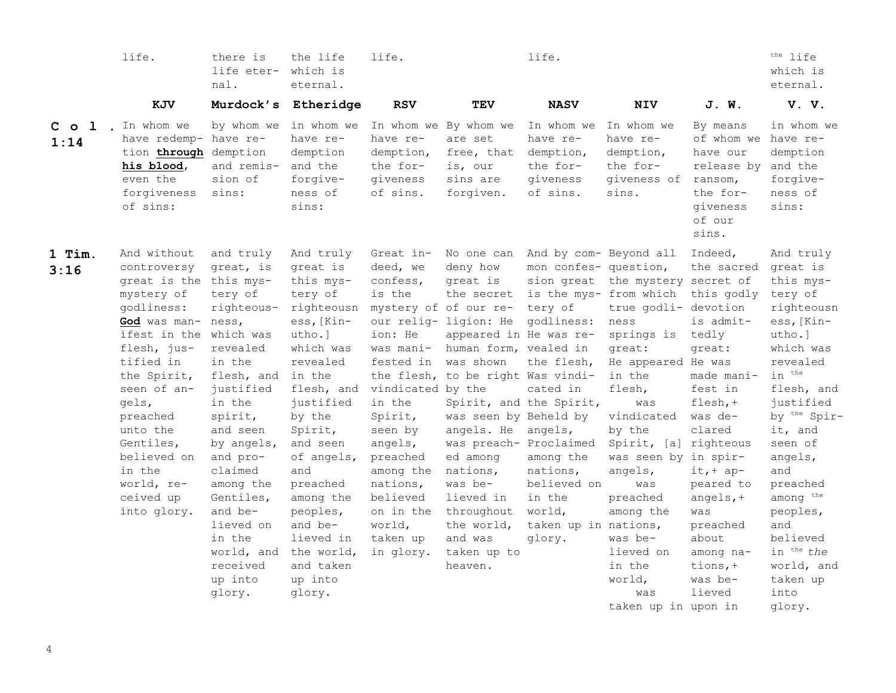| | KJV | Murdock's | Etheridge | RSV | TEV | NASV | NIV | J. W. | V. V. |
|---|---|---|---|---|---|---|---|---|---|
| | life. | there is life eternal. | the life which is eternal. | life. | | life. | | | the life which is eternal. |
| **Col. 1:14** | In whom we have redemption **through his blood**, even the forgiveness of sins: | by whom we have redemption and remission of sins: | in whom we have redemption and the forgiveness of sins: | In whom we have redemption, the forgiveness of sins. | By whom we are set free, that is, our sins are forgiven. | In whom we have redemption, the forgiveness of sins. | In whom we have redemption, the forgiveness of sins. | By means of whom we have our release by ransom, the forgiveness of our sins. | in whom we have redemption and the forgiveness of sins: |
| **1 Tim. 3:16** | And without controversy great is the mystery of godliness: **God** was manifest in the flesh, justified in the Spirit, seen of angels, preached unto the Gentiles, believed on in the world, received up into glory. | and truly great, is this mystery of righteousness, which was revealed in the flesh, and justified in the spirit, and seen by angels, and proclaimed among the Gentiles, and believed on in the world, and received up into glory. | And truly great is this mystery of righteousness,[Kin-utho.] which was revealed in the flesh, and justified by the Spirit, and seen of angels, and preached among the peoples, and believed in the world, and taken up into glory. | Great indeed, we confess, is the mystery of our religion: He was manifested in the flesh, vindicated in the Spirit, seen by angels, preached among the nations, believed on in the world, taken up in glory. | No one can deny how great is the secret of our religion: He appeared in human form, was shown to be right by the Spirit, and was seen by angels. He was preached among nations, was believed in throughout the world, and was taken up to heaven. | And by common confession great is the mystery of godliness: He was revealed in the flesh, Was vindicated in the Spirit, Beheld by angels, Proclaimed among the nations, believed on in the world, taken up in glory. | Beyond all question, the mystery from which true godliness springs is great: He appeared in the flesh, was vindicated by the Spirit, [a] was seen by angels, was preached among the nations, was believed on in the world, was taken up in | Indeed, the sacred secret of this godly devotion is admittedly great: He was made manifest in flesh,+ was declared righteous in spirit,+ appeared to angels,+ was preached about among nations,+ was believed upon in | And truly great is this mystery of righteousness,[Kin-utho.] which was revealed in the flesh, and justified by the Spirit, and seen of angels, and preached among the peoples, and believed in the *the* world, and taken up into glory. |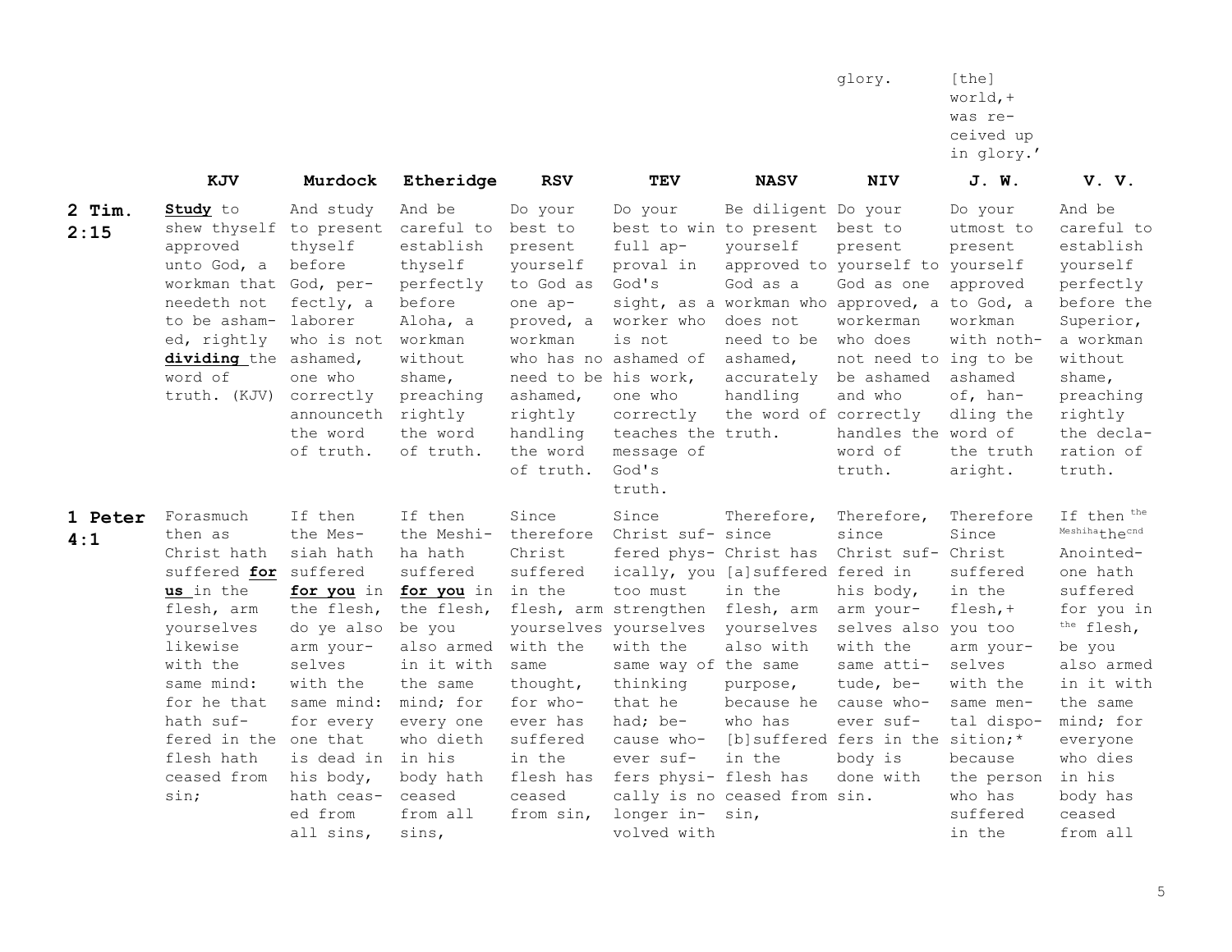| | | | | | | | glory. | [the] world,+ was received up in glory.' | |
|---|---|---|---|---|---|---|---|---|---|
| | **KJV** | **Murdock** | **Etheridge** | **RSV** | **TEV** | **NASV** | **NIV** | **J. W.** | **V. V.** |
| **2 Tim. 2:15** | **Study** to shew thyself approved unto God, a workman that needeth not to be ashamed, rightly **dividing** the word of truth. (KJV) | And study to present thyself before God, perfectly, a laborer who is not ashamed, one who correctly announceth the word of truth. | And be careful to establish thyself perfectly before Aloha, a workman without shame, preaching rightly the word of truth. | Do your best to present yourself to God as one approved, a workman who has no need to be ashamed, rightly handling the word of truth. | Do your best to win full approval in God's sight, as a worker who is not ashamed of his work, one who correctly teaches the message of God's truth. | Be diligent to present yourself approved to God as a workman who does not need to be ashamed, accurately handling the word of truth. | Do your best to present yourself to God as one approved, a workerman who does not need to be ashamed and who correctly handles the word of truth. | Do your utmost to present yourself approved to God, a workman with nothing to be ashamed of, handling the word of the truth aright. | And be careful to establish yourself perfectly before the Superior, a workman without shame, preaching rightly the declaration of truth. |
| **1 Peter 4:1** | Forasmuch then as Christ hath suffered **for us** in the flesh, arm yourselves likewise with the same mind: for he that hath suffered in the flesh hath ceased from sin; | If then the Messiah hath suffered **for you** in the flesh, do ye also arm yourselves with the same mind: for every one that is dead in his body, hath ceased from all sins, | If then the Meshiha hath suffered **for you** in the flesh, be you also armed in it with the same mind; for every one who dieth in his body hath ceased from all sins, | Since therefore Christ suffered in the flesh, arm yourselves with the same thought, for whoever has suffered in the flesh has ceased from sin, | Since Christ suffered physically, you too must strengthen yourselves with the same way of thinking that he had; because whoever suffers physically is no longer involved with | Therefore, since Christ has [a]suffered in the flesh, arm yourselves also with the same purpose, because he who has [b]suffered in the flesh has ceased from sin, | Therefore, since Christ suffered in his body, arm yourselves also with the same attitude, because whoever suffers in the body is done with sin. | Therefore Since Christ suffered in the flesh,+ you too arm yourselves with the same mental disposition;* because the person who has suffered in the | If then the Meshiha the cnd Anointed-one hath suffered for you in the flesh, be you also armed in it with the same mind; for everyone who dies in his body has ceased from all |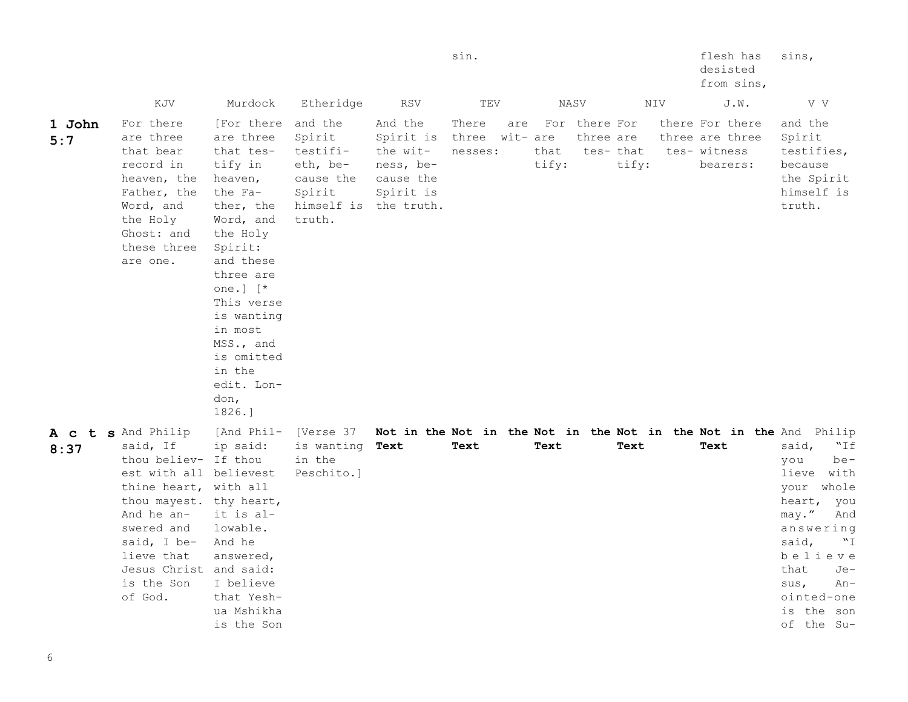| | | | | sin. | | | flesh has desisted from sins, | sins, |
|---|---|---|---|---|---|---|---|---|
| | KJV | Murdock | Etheridge | RSV | TEV | NASV | NIV | J.W. | V V |
| **1 John 5:7** | For there are three that bear record in heaven, the Father, the Word, and the Holy Ghost: and these three are one. | [For there are three that testify in heaven, the Father, the Word, and the Holy Spirit: and these three are one.] [* This verse is wanting in most MSS., and is omitted in the edit. London, 1826.] | and the Spirit testifieth, because the Spirit himself is truth. | And the Spirit is the witness, because the Spirit is the truth. | There are three witnesses: | For there are three that testify: | For there are three that testify: | For there are three witness bearers: | and the Spirit testifies, because the Spirit himself is truth. |
| **Acts 8:37** | And Philip said, If thou believest with all thine heart, thou mayest. And he answered and said, I believe that Jesus Christ is the Son of God. | [And Philip said: If thou believest with all thy heart, it is allowable. And he answered, and said: I believe that Yeshua Mshikha is the Son | [Verse 37 is wanting in the Peschito.] | **Not in the Text** | **Not in the Text** | **Not in the Text** | **Not in the Text** | **Not in the Text** | And Philip said, "If you believe with your whole heart, you may." And answering said, "I believe that Jesus, Anointed-one is the son of the Su- |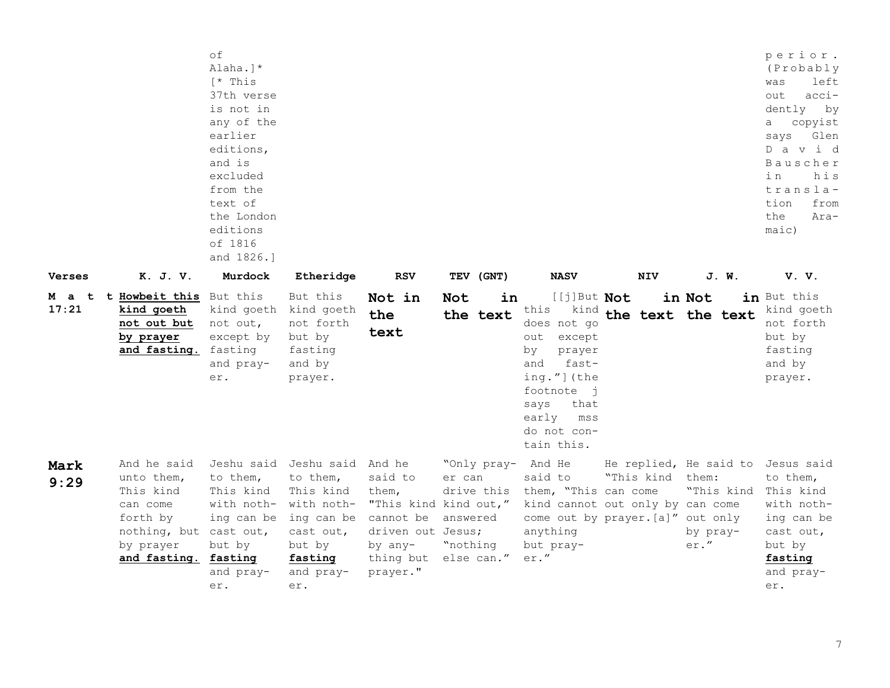| | | | | | | | | | |
|---|---|---|---|---|---|---|---|---|---|
| | | of Alaha.]* [* This 37th verse is not in any of the earlier editions, and is excluded from the text of the London editions of 1816 and 1826.] | | | | | | | perior. (Probably was left out accidently by a copyist says Glen David Bauscher in his translation from the Aramaic) |
| **Verses** | **K. J. V.** | **Murdock** | **Etheridge** | **RSV** | **TEV (GNT)** | **NASV** | **NIV** | **J. W.** | **V. V.** |
| **Matt 17:21** | **Howbeit this kind goeth not out but by prayer and fasting.** | But this kind goeth not out, except by fasting and prayer. | But this kind goeth not forth but by fasting and by prayer. | **Not in the text** | **Not in the text** | [[j]But this kind does not go out except by prayer and fasting."](the footnote j says that early mss do not contain this. | **Not in the text** | **Not in the text** | But this kind goeth not forth but by fasting and by prayer. |
| **Mark 9:29** | And he said unto them, This kind can come forth by nothing, but by prayer **and fasting.** | Jeshu said to them, This kind with nothing can be cast out, but by **fasting** and prayer. | Jeshu said to them, This kind with nothing can be cast out, but by **fasting** and prayer. | And he said to them, "This kind cannot be driven out by anything but prayer." | "Only prayer can drive this kind out," answered Jesus; "nothing else can." | And He said to them, "This kind cannot come out by anything but prayer." | He replied, "This kind can come out only by prayer.[a]" | He said to them: "This kind can come out only by prayer." | Jesus said to them, This kind with nothing can be cast out, but by **fasting** and prayer. |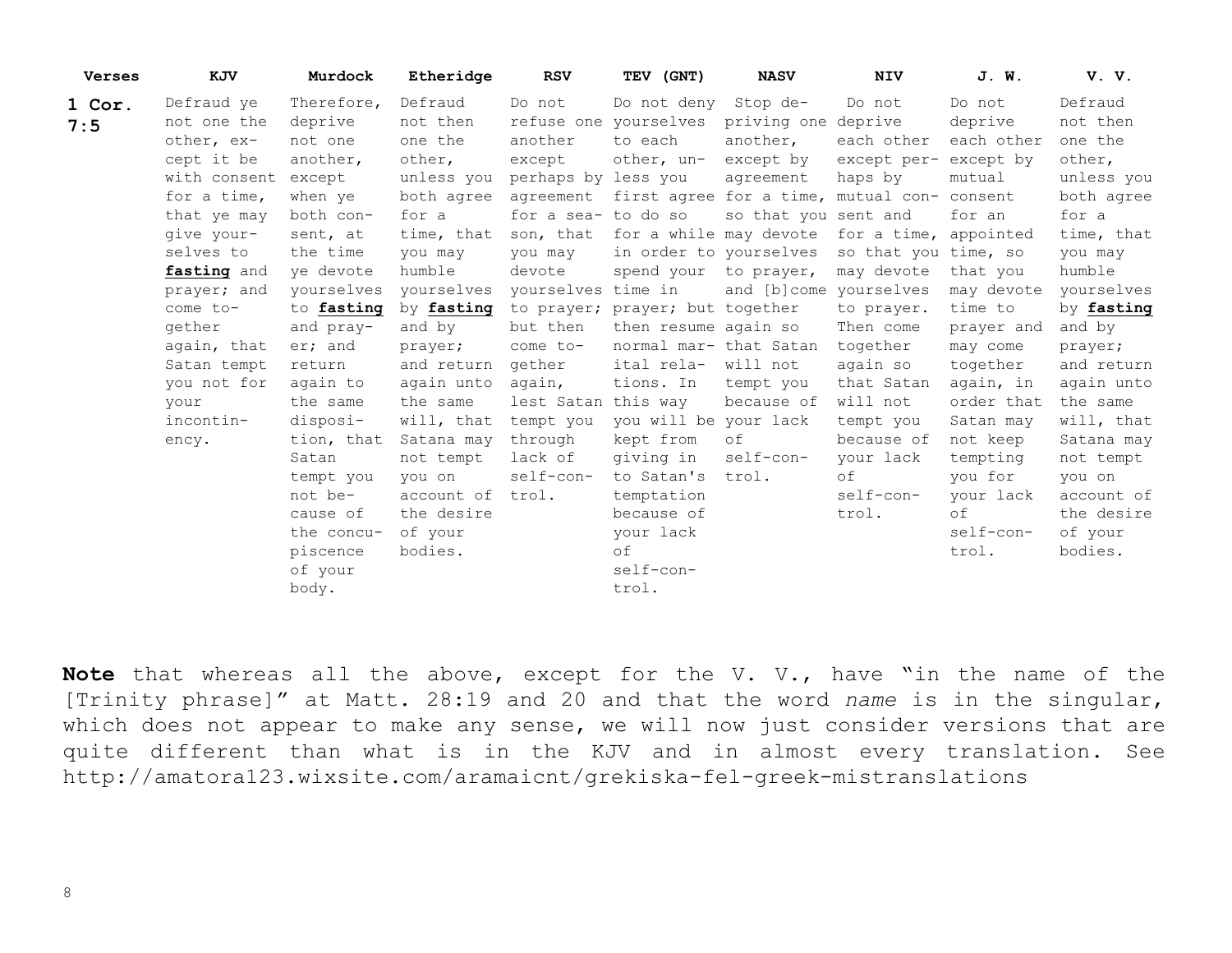| Verses | KJV | Murdock | Etheridge | RSV | TEV (GNT) | NASV | NIV | J. W. | V. V. |
|---|---|---|---|---|---|---|---|---|---|
| 1 Cor. 7:5 | Defraud ye not one the other, except it be with consent for a time, that ye may give yourselves to **fasting** and prayer; and come together again, that Satan tempt you not for your incontinency. | Therefore, deprive not one another, except when ye both consent, at the time ye devote yourselves to **fasting** and prayer; and return again to the same disposition, that Satan tempt you not because of the concupiscence of your body. | Defraud not then one the other, unless you both agree for a time, that you may humble yourselves by **fasting** and by prayer; and return again unto the same will, that Satana may not tempt you on account of the desire of your bodies. | Do not refuse one another except perhaps by agreement for a season, that you may devote yourselves to prayer; but then come together again, lest Satan tempt you through lack of self-control. | Do not deny yourselves to each other, unless you first agree to do so for a while in order to spend your time in prayer; but then resume normal marital relations. In this way you will be kept from giving in to Satan's temptation because of your lack of self-control. | Stop depriving one another, except by agreement for a time, so that you may devote yourselves to prayer, and [b]come together again so that Satan will not tempt you because of your lack of self-control. | Do not deprive each other except perhaps by mutual consent and for a time, so that you may devote yourselves to prayer. Then come together again so that Satan will not tempt you because of your lack of self-control. | Do not deprive each other except by mutual consent for an appointed time, so that you may devote time to prayer and may come together again, in order that Satan may not keep tempting you for your lack of self-control. | Defraud not then one the other, unless you both agree for a time, that you may humble yourselves by **fasting** and by prayer; and return again unto the same will, that Satana may not tempt you on account of the desire of your bodies. |

**Note** that whereas all the above, except for the V. V., have "in the name of the [Trinity phrase]" at Matt. 28:19 and 20 and that the word *name* is in the singular, which does not appear to make any sense, we will now just consider versions that are quite different than what is in the KJV and in almost every translation. See http://amatora123.wixsite.com/aramaicnt/grekiska-fel-greek-mistranslations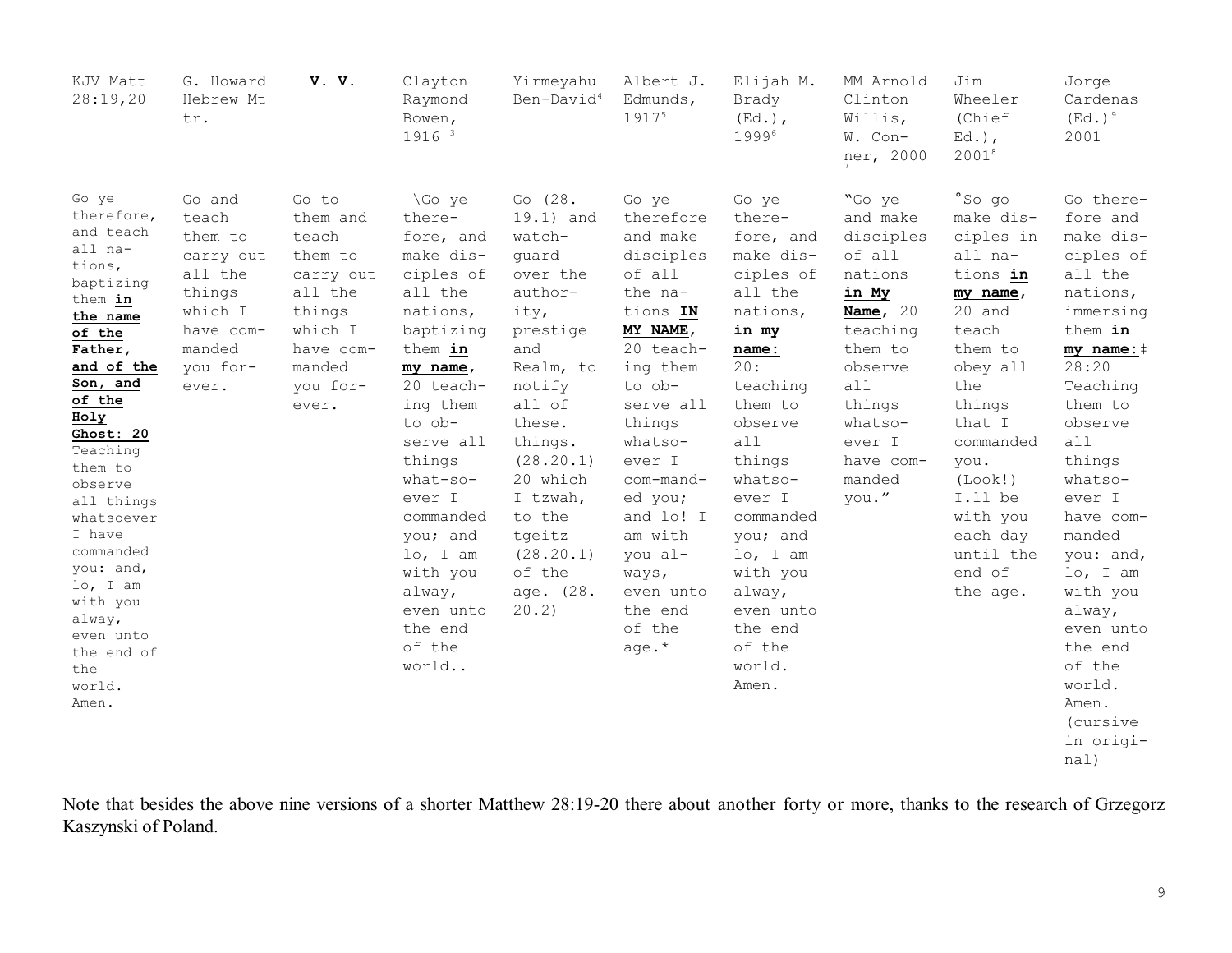| KJV Matt 28:19,20 | G. Howard Hebrew Mt tr. | **V. V.** | Clayton Raymond Bowen, 1916 [3] | Yirmeyahu Ben-David[4] | Albert J. Edmunds, 1917[5] | Elijah M. Brady (Ed.), 1999[6] | MM Arnold Clinton Willis, W. Conner, 2000 [7] | Jim Wheeler (Chief Ed.), 2001[8] | Jorge Cardenas (Ed.)[9] 2001 |
|---|---|---|---|---|---|---|---|---|---|
| Go ye therefore, and teach all nations, baptizing them **in the name of the Father, and of the Son, and of the Holy Ghost: 20** Teaching them to observe all things whatsoever I have commanded you: and, lo, I am with you alway, even unto the end of the world. Amen. | Go and teach them to carry out all the things which I have commanded you forever. | Go to them and teach them to carry out all the things which I have commanded you forever. | \Go ye therefore, and make disciples of all the nations, baptizing them **in my name**, 20 teaching them to observe all things what-so-ever I commanded you; and lo, I am with you alway, even unto the end of the world.. | Go (28. 19.1) and watch-guard over the authority, prestige and Realm, to notify all of these. things. (28.20.1) 20 which I tzwah, to the tgeitz (28.20.1) of the age. (28. 20.2) | Go ye therefore and make disciples of all the nations **IN MY NAME**, 20 teaching them to observe all things whatsoever I com-manded you; and lo! I am with you always, even unto the end of the age.* | Go ye therefore, and make disciples of all the nations, **in my name:** 20: teaching them to observe all things whatsoever I commanded you; and lo, I am with you alway, even unto the end of the world. Amen. | "Go ye and make disciples of all nations **in My Name**, 20 teaching them to observe all things whatsoever I have commanded you." | °So go make disciples in all nations **in my name**, 20 and teach them to obey all the things that I commanded you. (Look!) I.ll be with you each day until the end of the age. | Go therefore and make disciples of all the nations, immersing them **in my name**:‡ 28:20 Teaching them to observe all things whatsoever I have commanded you: and, lo, I am with you alway, even unto the end of the world. Amen. (cursive in original) |

Note that besides the above nine versions of a shorter Matthew 28:19-20 there about another forty or more, thanks to the research of Grzegorz Kaszynski of Poland.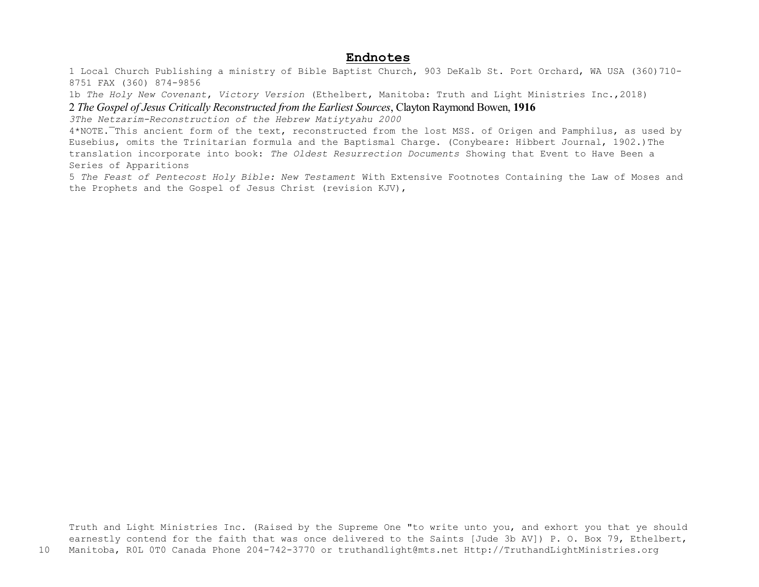## Endnotes

1 Local Church Publishing a ministry of Bible Baptist Church, 903 DeKalb St. Port Orchard, WA USA (360)710-8751 FAX (360) 874-9856

1b *The Holy New Covenant*, *Victory Version* (Ethelbert, Manitoba: Truth and Light Ministries Inc.,2018)

2 *The Gospel of Jesus Critically Reconstructed from the Earliest Sources*, Clayton Raymond Bowen, **1916**

*3The Netzarim-Reconstruction of the Hebrew Matiytyahu 2000*

4*NOTE.¯This ancient form of the text, reconstructed from the lost MSS. of Origen and Pamphilus, as used by Eusebius, omits the Trinitarian formula and the Baptismal Charge. (Conybeare: Hibbert Journal, 1902.)The translation incorporate into book: *The Oldest Resurrection Documents* Showing that Event to Have Been a Series of Apparitions

5 *The Feast of Pentecost Holy Bible: New Testament* With Extensive Footnotes Containing the Law of Moses and the Prophets and the Gospel of Jesus Christ (revision KJV),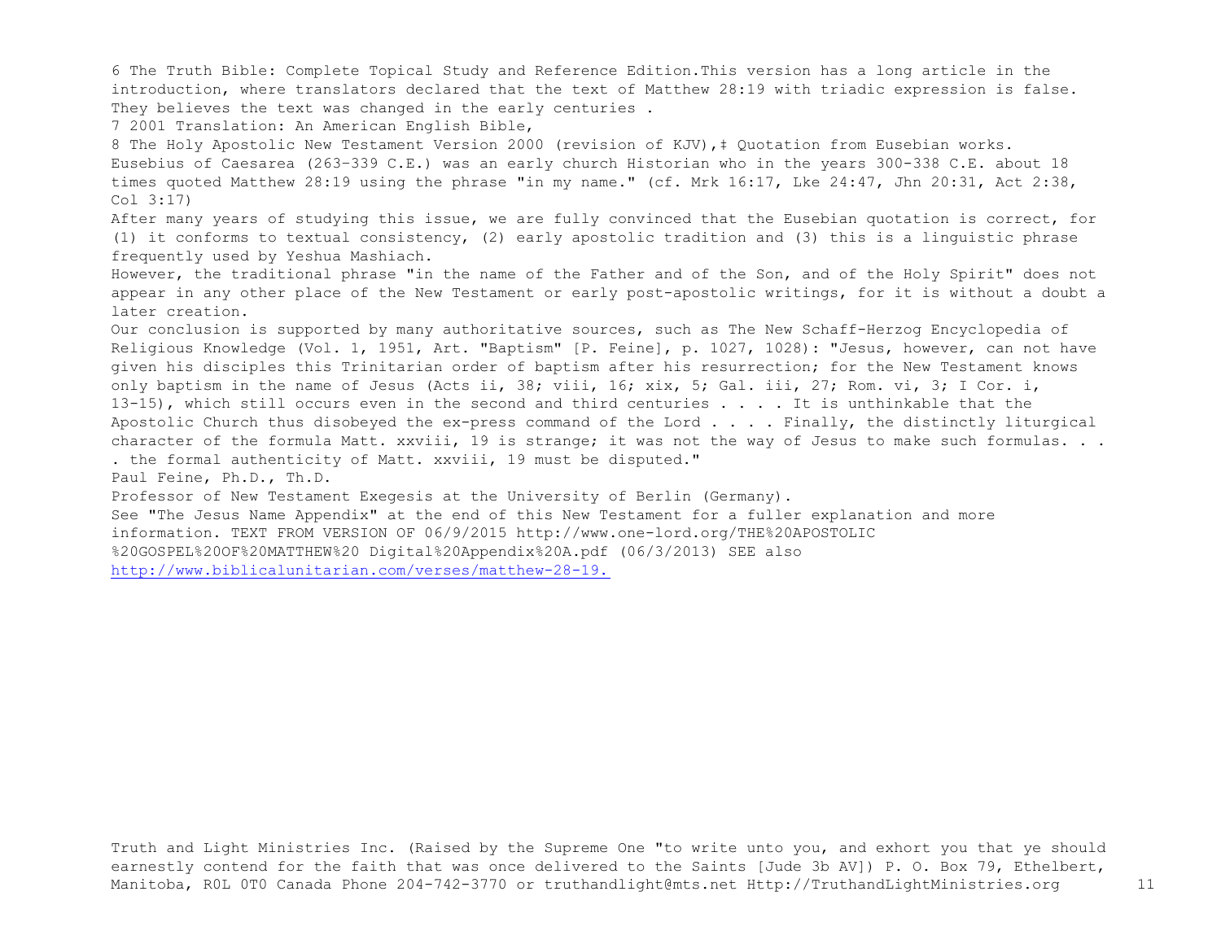6 The Truth Bible: Complete Topical Study and Reference Edition.This version has a long article in the introduction, where translators declared that the text of Matthew 28:19 with triadic expression is false. They believes the text was changed in the early centuries .

7 2001 Translation: An American English Bible,

8 The Holy Apostolic New Testament Version 2000 (revision of KJV),‡ Quotation from Eusebian works. Eusebius of Caesarea (263–339 C.E.) was an early church Historian who in the years 300-338 C.E. about 18 times quoted Matthew 28:19 using the phrase "in my name." (cf. Mrk 16:17, Lke 24:47, Jhn 20:31, Act 2:38, Col 3:17)

After many years of studying this issue, we are fully convinced that the Eusebian quotation is correct, for (1) it conforms to textual consistency, (2) early apostolic tradition and (3) this is a linguistic phrase frequently used by Yeshua Mashiach.

However, the traditional phrase "in the name of the Father and of the Son, and of the Holy Spirit" does not appear in any other place of the New Testament or early post-apostolic writings, for it is without a doubt a later creation.

Our conclusion is supported by many authoritative sources, such as The New Schaff-Herzog Encyclopedia of Religious Knowledge (Vol. 1, 1951, Art. "Baptism" [P. Feine], p. 1027, 1028): "Jesus, however, can not have given his disciples this Trinitarian order of baptism after his resurrection; for the New Testament knows only baptism in the name of Jesus (Acts ii, 38; viii, 16; xix, 5; Gal. iii, 27; Rom. vi, 3; I Cor. i, 13-15), which still occurs even in the second and third centuries . . . . It is unthinkable that the Apostolic Church thus disobeyed the ex-press command of the Lord . . . . Finally, the distinctly liturgical character of the formula Matt. xxviii, 19 is strange; it was not the way of Jesus to make such formulas. . . . the formal authenticity of Matt. xxviii, 19 must be disputed."

Paul Feine, Ph.D., Th.D.

Professor of New Testament Exegesis at the University of Berlin (Germany).

See "The Jesus Name Appendix" at the end of this New Testament for a fuller explanation and more information. TEXT FROM VERSION OF 06/9/2015 http://www.one-lord.org/THE%20APOSTOLIC%20GOSPEL%20OF%20MATTHEW%20 Digital%20Appendix%20A.pdf (06/3/2013) SEE also http://www.biblicalunitarian.com/verses/matthew-28-19.

Truth and Light Ministries Inc. (Raised by the Supreme One "to write unto you, and exhort you that ye should earnestly contend for the faith that was once delivered to the Saints [Jude 3b AV]) P. O. Box 79, Ethelbert, Manitoba, R0L 0T0 Canada Phone 204-742-3770 or truthandlight@mts.net Http://TruthandLightMinistries.org